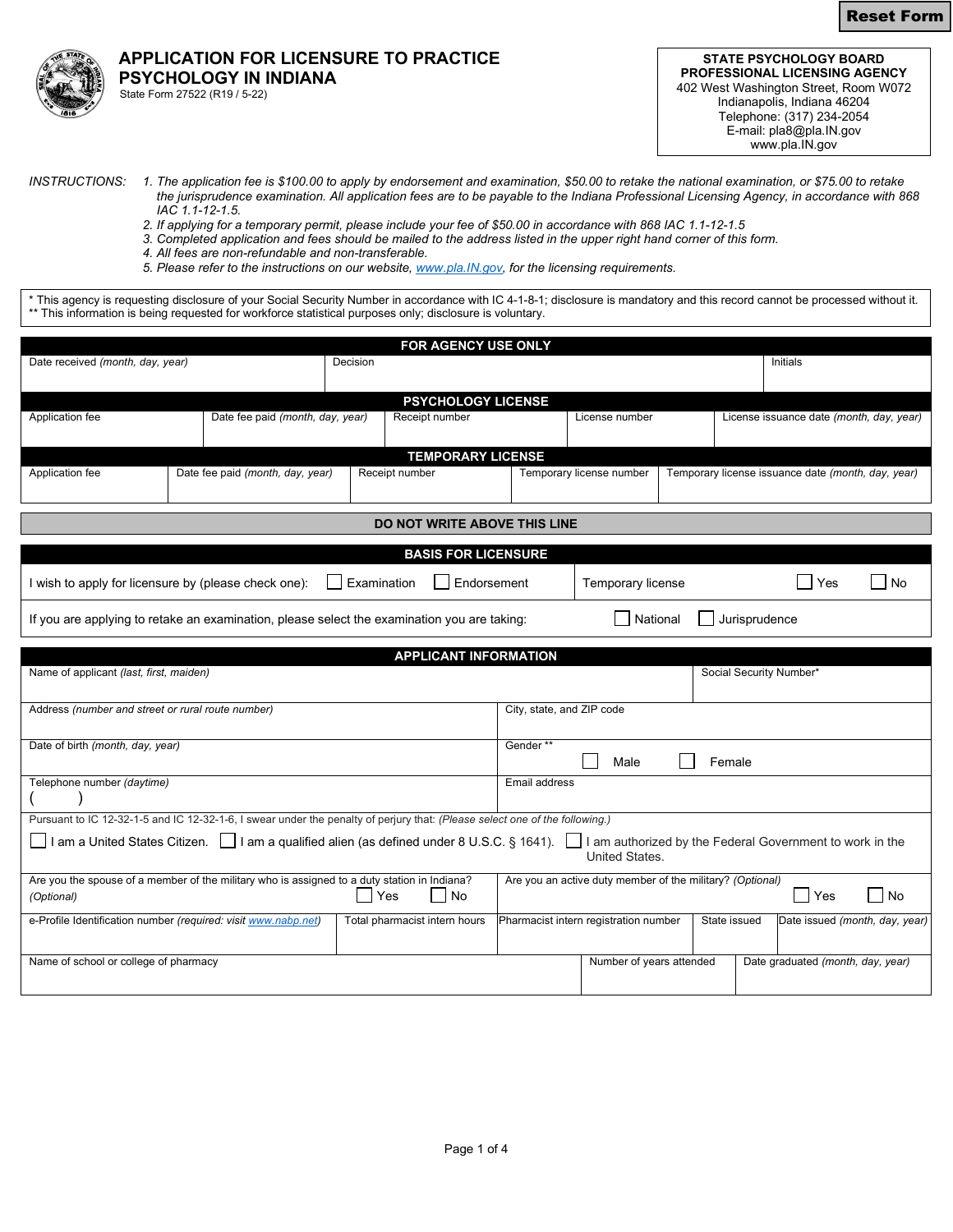Reset Form

# APPLICATION FOR LICENSURE TO PRACTICE PSYCHOLOGY IN INDIANA

State Form 27522 (R19 / 5-22)

**STATE PSYCHOLOGY BOARD**
**PROFESSIONAL LICENSING AGENCY**
402 West Washington Street, Room W072
Indianapolis, Indiana 46204
Telephone: (317) 234-2054
E-mail: pla8@pla.IN.gov
www.pla.IN.gov

*INSTRUCTIONS:*

1. *The application fee is $100.00 to apply by endorsement and examination, $50.00 to retake the national examination, or $75.00 to retake the jurisprudence examination. All application fees are to be payable to the Indiana Professional Licensing Agency, in accordance with 868 IAC 1.1-12-1.5.*
2. *If applying for a temporary permit, please include your fee of $50.00 in accordance with 868 IAC 1.1-12-1.5*
3. *Completed application and fees should be mailed to the address listed in the upper right hand corner of this form.*
4. *All fees are non-refundable and non-transferable.*
5. *Please refer to the instructions on our website, www.pla.IN.gov, for the licensing requirements.*

\* This agency is requesting disclosure of your Social Security Number in accordance with IC 4-1-8-1; disclosure is mandatory and this record cannot be processed without it.
\*\* This information is being requested for workforce statistical purposes only; disclosure is voluntary.

## FOR AGENCY USE ONLY

| Date received *(month, day, year)* | Decision | Initials |
|---|---|---|
| | | |

### PSYCHOLOGY LICENSE

| Application fee | Date fee paid *(month, day, year)* | Receipt number | License number | License issuance date *(month, day, year)* |
|---|---|---|---|---|
| | | | | |

### TEMPORARY LICENSE

| Application fee | Date fee paid *(month, day, year)* | Receipt number | Temporary license number | Temporary license issuance date *(month, day, year)* |
|---|---|---|---|---|
| | | | | |

**DO NOT WRITE ABOVE THIS LINE**

## BASIS FOR LICENSURE

I wish to apply for licensure by (please check one): ☐ Examination ☐ Endorsement

Temporary license ☐ Yes ☐ No

If you are applying to retake an examination, please select the examination you are taking: ☐ National ☐ Jurisprudence

## APPLICANT INFORMATION

| Name of applicant *(last, first, maiden)* | Social Security Number* |
|---|---|
| | |

| Address *(number and street or rural route number)* | City, state, and ZIP code |
|---|---|
| | |
| Date of birth *(month, day, year)* | Gender ** ☐ Male ☐ Female |
| Telephone number *(daytime)* ( ) | Email address |

Pursuant to IC 12-32-1-5 and IC 12-32-1-6, I swear under the penalty of perjury that: *(Please select one of the following.)*

☐ I am a United States Citizen. ☐ I am a qualified alien (as defined under 8 U.S.C. § 1641). ☐ I am authorized by the Federal Government to work in the United States.

Are you the spouse of a member of the military who is assigned to a duty station in Indiana? *(Optional)* ☐ Yes ☐ No

Are you an active duty member of the military? *(Optional)* ☐ Yes ☐ No

| e-Profile Identification number *(required: visit www.nabp.net)* | Total pharmacist intern hours | Pharmacist intern registration number | State issued | Date issued *(month, day, year)* |
|---|---|---|---|---|
| | | | | |

| Name of school or college of pharmacy | Number of years attended | Date graduated *(month, day, year)* |
|---|---|---|
| | | |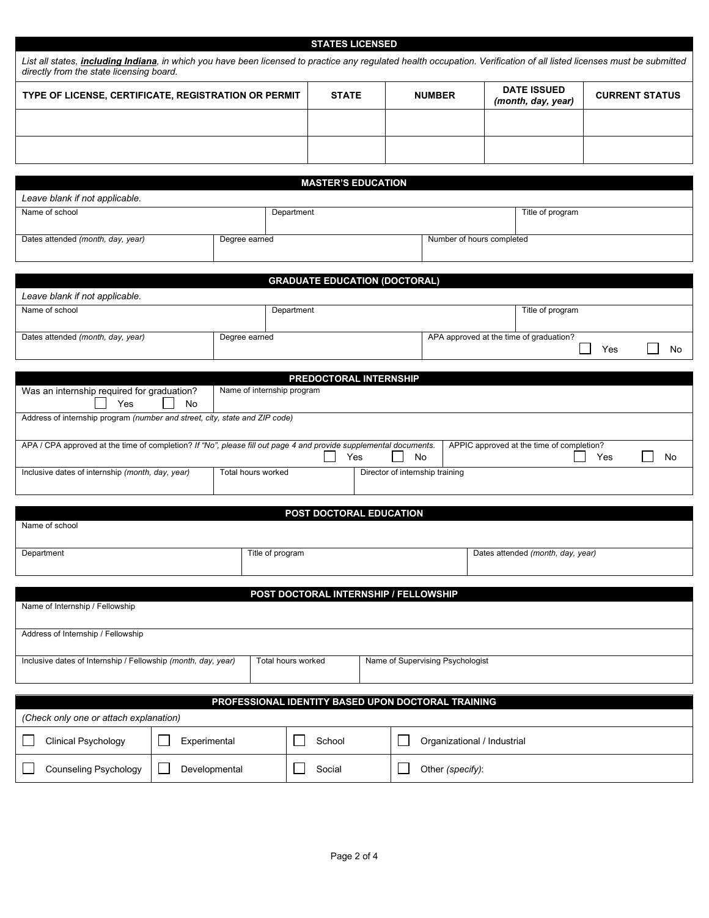## STATES LICENSED

*List all states, **including Indiana**, in which you have been licensed to practice any regulated health occupation. Verification of all listed licenses must be submitted directly from the state licensing board.*

| TYPE OF LICENSE, CERTIFICATE, REGISTRATION OR PERMIT | STATE | NUMBER | DATE ISSUED *(month, day, year)* | CURRENT STATUS |
|---|---|---|---|---|
| | | | | |
| | | | | |

## MASTER'S EDUCATION

*Leave blank if not applicable.*

| Name of school | Department | Title of program |
|---|---|---|
| | | |

| Dates attended *(month, day, year)* | Degree earned | Number of hours completed |
|---|---|---|
| | | |

## GRADUATE EDUCATION (DOCTORAL)

*Leave blank if not applicable.*

| Name of school | Department | Title of program |
|---|---|---|
| | | |

| Dates attended *(month, day, year)* | Degree earned | APA approved at the time of graduation? |
|---|---|---|
| | | ☐ Yes ☐ No |

## PREDOCTORAL INTERNSHIP

| Was an internship required for graduation? | Name of internship program |
|---|---|
| ☐ Yes ☐ No | |

Address of internship program *(number and street, city, state and ZIP code)*

| APA / CPA approved at the time of completion? *If "No", please fill out page 4 and provide supplemental documents.* | APPIC approved at the time of completion? |
|---|---|
| ☐ Yes ☐ No | ☐ Yes ☐ No |

| Inclusive dates of internship *(month, day, year)* | Total hours worked | Director of internship training |
|---|---|---|
| | | |

## POST DOCTORAL EDUCATION

Name of school

| Department | Title of program | Dates attended *(month, day, year)* |
|---|---|---|
| | | |

## POST DOCTORAL INTERNSHIP / FELLOWSHIP

Name of Internship / Fellowship

Address of Internship / Fellowship

| Inclusive dates of Internship / Fellowship *(month, day, year)* | Total hours worked | Name of Supervising Psychologist |
|---|---|---|
| | | |

## PROFESSIONAL IDENTITY BASED UPON DOCTORAL TRAINING

*(Check only one or attach explanation)*

| | | | |
|---|---|---|---|
| ☐ Clinical Psychology | ☐ Experimental | ☐ School | ☐ Organizational / Industrial |
| ☐ Counseling Psychology | ☐ Developmental | ☐ Social | ☐ Other *(specify)*: |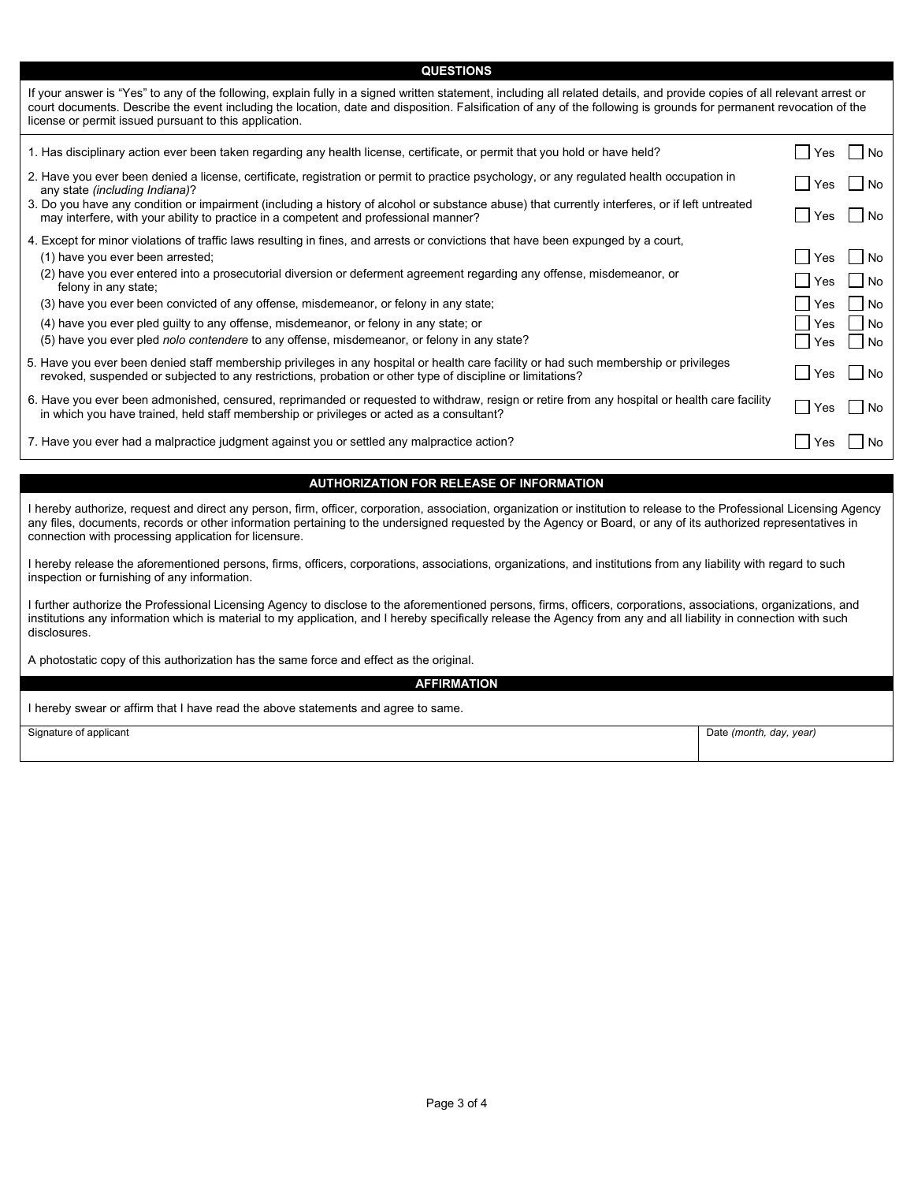## QUESTIONS

If your answer is "Yes" to any of the following, explain fully in a signed written statement, including all related details, and provide copies of all relevant arrest or court documents. Describe the event including the location, date and disposition. Falsification of any of the following is grounds for permanent revocation of the license or permit issued pursuant to this application.

1. Has disciplinary action ever been taken regarding any health license, certificate, or permit that you hold or have held? ☐ Yes ☐ No

2. Have you ever been denied a license, certificate, registration or permit to practice psychology, or any regulated health occupation in any state *(including Indiana)*? ☐ Yes ☐ No

3. Do you have any condition or impairment (including a history of alcohol or substance abuse) that currently interferes, or if left untreated may interfere, with your ability to practice in a competent and professional manner? ☐ Yes ☐ No

4. Except for minor violations of traffic laws resulting in fines, and arrests or convictions that have been expunged by a court,
   (1) have you ever been arrested; ☐ Yes ☐ No
   (2) have you ever entered into a prosecutorial diversion or deferment agreement regarding any offense, misdemeanor, or felony in any state; ☐ Yes ☐ No
   (3) have you ever been convicted of any offense, misdemeanor, or felony in any state; ☐ Yes ☐ No
   (4) have you ever pled guilty to any offense, misdemeanor, or felony in any state; or ☐ Yes ☐ No
   (5) have you ever pled *nolo contendere* to any offense, misdemeanor, or felony in any state? ☐ Yes ☐ No

5. Have you ever been denied staff membership privileges in any hospital or health care facility or had such membership or privileges revoked, suspended or subjected to any restrictions, probation or other type of discipline or limitations? ☐ Yes ☐ No

6. Have you ever been admonished, censured, reprimanded or requested to withdraw, resign or retire from any hospital or health care facility in which you have trained, held staff membership or privileges or acted as a consultant? ☐ Yes ☐ No

7. Have you ever had a malpractice judgment against you or settled any malpractice action? ☐ Yes ☐ No

## AUTHORIZATION FOR RELEASE OF INFORMATION

I hereby authorize, request and direct any person, firm, officer, corporation, association, organization or institution to release to the Professional Licensing Agency any files, documents, records or other information pertaining to the undersigned requested by the Agency or Board, or any of its authorized representatives in connection with processing application for licensure.

I hereby release the aforementioned persons, firms, officers, corporations, associations, organizations, and institutions from any liability with regard to such inspection or furnishing of any information.

I further authorize the Professional Licensing Agency to disclose to the aforementioned persons, firms, officers, corporations, associations, organizations, and institutions any information which is material to my application, and I hereby specifically release the Agency from any and all liability in connection with such disclosures.

A photostatic copy of this authorization has the same force and effect as the original.

## AFFIRMATION

I hereby swear or affirm that I have read the above statements and agree to same.

| Signature of applicant | Date *(month, day, year)* |
|---|---|
| | |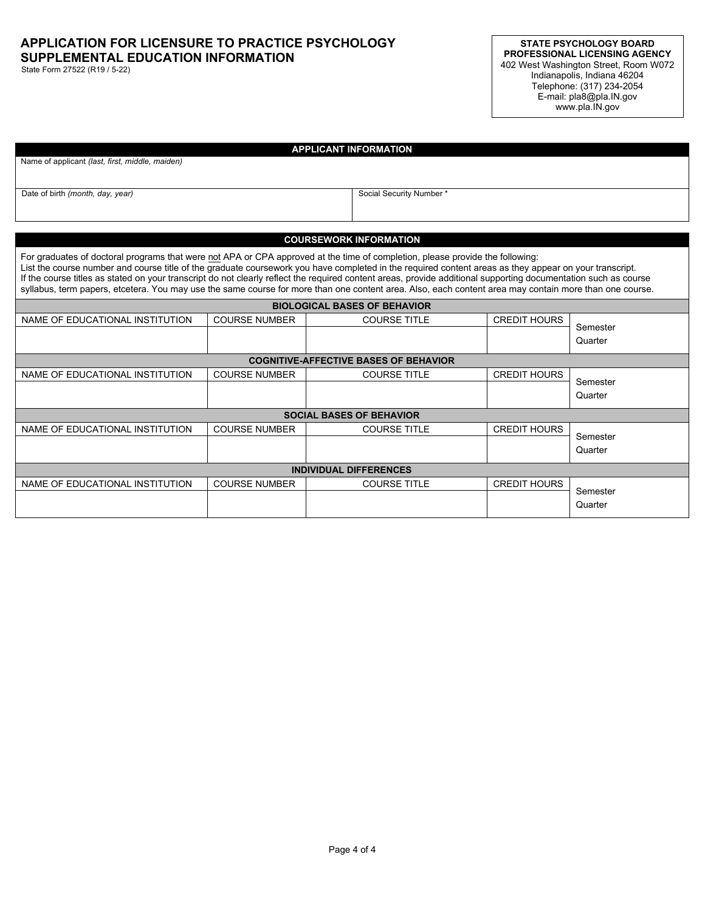# APPLICATION FOR LICENSURE TO PRACTICE PSYCHOLOGY SUPPLEMENTAL EDUCATION INFORMATION

State Form 27522 (R19 / 5-22)

**STATE PSYCHOLOGY BOARD**
**PROFESSIONAL LICENSING AGENCY**
402 West Washington Street, Room W072
Indianapolis, Indiana 46204
Telephone: (317) 234-2054
E-mail: pla8@pla.IN.gov
www.pla.IN.gov

## APPLICANT INFORMATION

| | |
|---|---|
| Name of applicant *(last, first, middle, maiden)* | |
| Date of birth *(month, day, year)* | Social Security Number * |

## COURSEWORK INFORMATION

For graduates of doctoral programs that were not APA or CPA approved at the time of completion, please provide the following:
List the course number and course title of the graduate coursework you have completed in the required content areas as they appear on your transcript.
If the course titles as stated on your transcript do not clearly reflect the required content areas, provide additional supporting documentation such as course syllabus, term papers, etcetera. You may use the same course for more than one content area. Also, each content area may contain more than one course.

### BIOLOGICAL BASES OF BEHAVIOR

| NAME OF EDUCATIONAL INSTITUTION | COURSE NUMBER | COURSE TITLE | CREDIT HOURS | |
|---|---|---|---|---|
| | | | | Semester Quarter |

### COGNITIVE-AFFECTIVE BASES OF BEHAVIOR

| NAME OF EDUCATIONAL INSTITUTION | COURSE NUMBER | COURSE TITLE | CREDIT HOURS | |
|---|---|---|---|---|
| | | | | Semester Quarter |

### SOCIAL BASES OF BEHAVIOR

| NAME OF EDUCATIONAL INSTITUTION | COURSE NUMBER | COURSE TITLE | CREDIT HOURS | |
|---|---|---|---|---|
| | | | | Semester Quarter |

### INDIVIDUAL DIFFERENCES

| NAME OF EDUCATIONAL INSTITUTION | COURSE NUMBER | COURSE TITLE | CREDIT HOURS | |
|---|---|---|---|---|
| | | | | Semester Quarter |